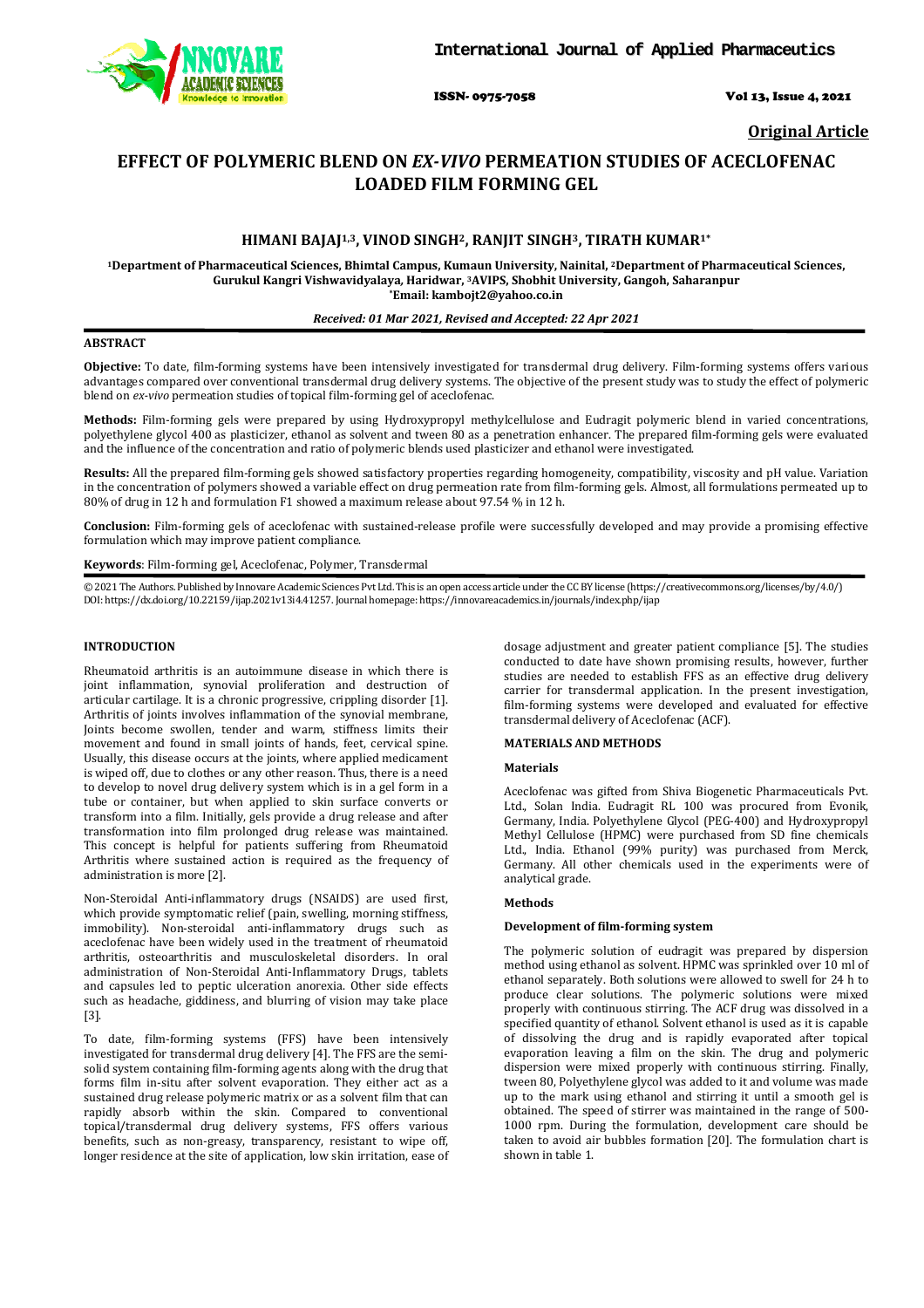Original Article

# EFFECT OF POLYMERIC BLEND ON *EX-VIVO* PERMEATION STUDIES OF ACECLOFENAC LOADED FILM FORMING GEL

**HIMANI BAJAJ[1,3], VINOD SINGH[2], RANJIT SINGH[3], TIRATH KUMAR[1*]**

**[1]Department of Pharmaceutical Sciences, Bhimtal Campus, Kumaun University, Nainital, [2]Department of Pharmaceutical Sciences, Gurukul Kangri Vishwavidyalaya, Haridwar, [3]AVIPS, Shobhit University, Gangoh, Saharanpur**
**[*]Email: kambojt2@yahoo.co.in**

***Received: 01 Mar 2021, Revised and Accepted: 22 Apr 2021***

## ABSTRACT

**Objective:** To date, film-forming systems have been intensively investigated for transdermal drug delivery. Film-forming systems offers various advantages compared over conventional transdermal drug delivery systems. The objective of the present study was to study the effect of polymeric blend on *ex-vivo* permeation studies of topical film-forming gel of aceclofenac.

**Methods:** Film-forming gels were prepared by using Hydroxypropyl methylcellulose and Eudragit polymeric blend in varied concentrations, polyethylene glycol 400 as plasticizer, ethanol as solvent and tween 80 as a penetration enhancer. The prepared film-forming gels were evaluated and the influence of the concentration and ratio of polymeric blends used plasticizer and ethanol were investigated.

**Results:** All the prepared film-forming gels showed satisfactory properties regarding homogeneity, compatibility, viscosity and pH value. Variation in the concentration of polymers showed a variable effect on drug permeation rate from film-forming gels. Almost, all formulations permeated up to 80% of drug in 12 h and formulation F1 showed a maximum release about 97.54 % in 12 h.

**Conclusion:** Film-forming gels of aceclofenac with sustained-release profile were successfully developed and may provide a promising effective formulation which may improve patient compliance.

**Keywords**: Film-forming gel, Aceclofenac, Polymer, Transdermal

© 2021 The Authors. Published by Innovare Academic Sciences Pvt Ltd. This is an open access article under the CC BY license (https://creativecommons.org/licenses/by/4.0/)
DOI: https://dx.doi.org/10.22159/ijap.2021v13i4.41257. Journal homepage: https://innovareacademics.in/journals/index.php/ijap

## INTRODUCTION

Rheumatoid arthritis is an autoimmune disease in which there is joint inflammation, synovial proliferation and destruction of articular cartilage. It is a chronic progressive, crippling disorder [1]. Arthritis of joints involves inflammation of the synovial membrane, Joints become swollen, tender and warm, stiffness limits their movement and found in small joints of hands, feet, cervical spine. Usually, this disease occurs at the joints, where applied medicament is wiped off, due to clothes or any other reason. Thus, there is a need to develop to novel drug delivery system which is in a gel form in a tube or container, but when applied to skin surface converts or transform into a film. Initially, gels provide a drug release and after transformation into film prolonged drug release was maintained. This concept is helpful for patients suffering from Rheumatoid Arthritis where sustained action is required as the frequency of administration is more [2].

Non-Steroidal Anti-inflammatory drugs (NSAIDS) are used first, which provide symptomatic relief (pain, swelling, morning stiffness, immobility). Non-steroidal anti-inflammatory drugs such as aceclofenac have been widely used in the treatment of rheumatoid arthritis, osteoarthritis and musculoskeletal disorders. In oral administration of Non-Steroidal Anti-Inflammatory Drugs, tablets and capsules led to peptic ulceration anorexia. Other side effects such as headache, giddiness, and blurring of vision may take place [3].

To date, film-forming systems (FFS) have been intensively investigated for transdermal drug delivery [4]. The FFS are the semi-solid system containing film-forming agents along with the drug that forms film in-situ after solvent evaporation. They either act as a sustained drug release polymeric matrix or as a solvent film that can rapidly absorb within the skin. Compared to conventional topical/transdermal drug delivery systems, FFS offers various benefits, such as non-greasy, transparency, resistant to wipe off, longer residence at the site of application, low skin irritation, ease of dosage adjustment and greater patient compliance [5]. The studies conducted to date have shown promising results, however, further studies are needed to establish FFS as an effective drug delivery carrier for transdermal application. In the present investigation, film-forming systems were developed and evaluated for effective transdermal delivery of Aceclofenac (ACF).

## MATERIALS AND METHODS

### Materials

Aceclofenac was gifted from Shiva Biogenetic Pharmaceuticals Pvt. Ltd., Solan India. Eudragit RL 100 was procured from Evonik, Germany, India. Polyethylene Glycol (PEG-400) and Hydroxypropyl Methyl Cellulose (HPMC) were purchased from SD fine chemicals Ltd., India. Ethanol (99% purity) was purchased from Merck, Germany. All other chemicals used in the experiments were of analytical grade.

### Methods

### Development of film-forming system

The polymeric solution of eudragit was prepared by dispersion method using ethanol as solvent. HPMC was sprinkled over 10 ml of ethanol separately. Both solutions were allowed to swell for 24 h to produce clear solutions. The polymeric solutions were mixed properly with continuous stirring. The ACF drug was dissolved in a specified quantity of ethanol. Solvent ethanol is used as it is capable of dissolving the drug and is rapidly evaporated after topical evaporation leaving a film on the skin. The drug and polymeric dispersion were mixed properly with continuous stirring. Finally, tween 80, Polyethylene glycol was added to it and volume was made up to the mark using ethanol and stirring it until a smooth gel is obtained. The speed of stirrer was maintained in the range of 500-1000 rpm. During the formulation, development care should be taken to avoid air bubbles formation [20]. The formulation chart is shown in table 1.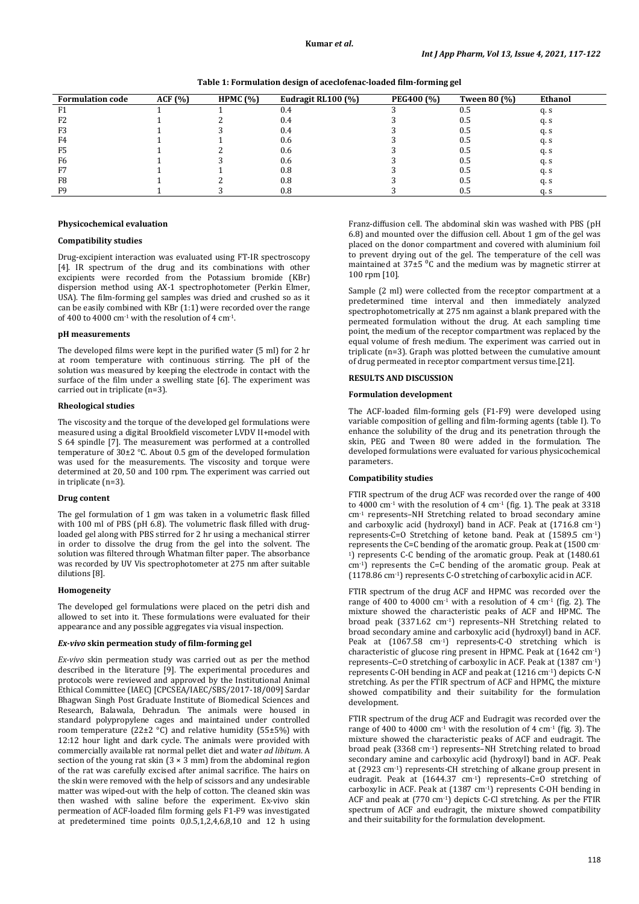**Table 1: Formulation design of aceclofenac-loaded film-forming gel**

| Formulation code | ACF (%) | HPMC (%) | Eudragit RL100 (%) | PEG400 (%) | Tween 80 (%) | Ethanol |
|---|---|---|---|---|---|---|
| F1 | 1 | 1 | 0.4 | 3 | 0.5 | q. s |
| F2 | 1 | 2 | 0.4 | 3 | 0.5 | q. s |
| F3 | 1 | 3 | 0.4 | 3 | 0.5 | q. s |
| F4 | 1 | 1 | 0.6 | 3 | 0.5 | q. s |
| F5 | 1 | 2 | 0.6 | 3 | 0.5 | q. s |
| F6 | 1 | 3 | 0.6 | 3 | 0.5 | q. s |
| F7 | 1 | 1 | 0.8 | 3 | 0.5 | q. s |
| F8 | 1 | 2 | 0.8 | 3 | 0.5 | q. s |
| F9 | 1 | 3 | 0.8 | 3 | 0.5 | q. s |

### Physicochemical evaluation

#### Compatibility studies

Drug-excipient interaction was evaluated using FT-IR spectroscopy [4]. IR spectrum of the drug and its combinations with other excipients were recorded from the Potassium bromide (KBr) dispersion method using AX-1 spectrophotometer (Perkin Elmer, USA). The film-forming gel samples was dried and crushed so as it can be easily combined with KBr (1:1) were recorded over the range of 400 to 4000 $cm^{-1}$ with the resolution of 4 $cm^{-1}$.

#### pH measurements

The developed films were kept in the purified water (5 ml) for 2 hr at room temperature with continuous stirring. The pH of the solution was measured by keeping the electrode in contact with the surface of the film under a swelling state [6]. The experiment was carried out in triplicate (n=3).

#### Rheological studies

The viscosity and the torque of the developed gel formulations were measured using a digital Brookfield viscometer LVDV II+model with S 64 spindle [7]. The measurement was performed at a controlled temperature of 30±2 °C. About 0.5 gm of the developed formulation was used for the measurements. The viscosity and torque were determined at 20, 50 and 100 rpm. The experiment was carried out in triplicate (n=3).

#### Drug content

The gel formulation of 1 gm was taken in a volumetric flask filled with 100 ml of PBS (pH 6.8). The volumetric flask filled with drug-loaded gel along with PBS stirred for 2 hr using a mechanical stirrer in order to dissolve the drug from the gel into the solvent. The solution was filtered through Whatman filter paper. The absorbance was recorded by UV Vis spectrophotometer at 275 nm after suitable dilutions [8].

#### Homogeneity

The developed gel formulations were placed on the petri dish and allowed to set into it. These formulations were evaluated for their appearance and any possible aggregates via visual inspection.

#### *Ex-vivo* skin permeation study of film-forming gel

*Ex-vivo* skin permeation study was carried out as per the method described in the literature [9]. The experimental procedures and protocols were reviewed and approved by the Institutional Animal Ethical Committee (IAEC) [CPCSEA/IAEC/SBS/2017-18/009] Sardar Bhagwan Singh Post Graduate Institute of Biomedical Sciences and Research, Balawala, Dehradun. The animals were housed in standard polypropylene cages and maintained under controlled room temperature (22±2 °C) and relative humidity (55±5%) with 12:12 hour light and dark cycle. The animals were provided with commercially available rat normal pellet diet and water *ad libitum*. A section of the young rat skin (3 × 3 mm) from the abdominal region of the rat was carefully excised after animal sacrifice. The hairs on the skin were removed with the help of scissors and any undesirable matter was wiped-out with the help of cotton. The cleaned skin was then washed with saline before the experiment. Ex-vivo skin permeation of ACF-loaded film forming gels F1-F9 was investigated at predetermined time points 0,0.5,1,2,4,6,8,10 and 12 h using Franz-diffusion cell. The abdominal skin was washed with PBS (pH 6.8) and mounted over the diffusion cell. About 1 gm of the gel was placed on the donor compartment and covered with aluminium foil to prevent drying out of the gel. The temperature of the cell was maintained at 37±5 $^0$C and the medium was by magnetic stirrer at 100 rpm [10].

Sample (2 ml) were collected from the receptor compartment at a predetermined time interval and then immediately analyzed spectrophotometrically at 275 nm against a blank prepared with the permeated formulation without the drug. At each sampling time point, the medium of the receptor compartment was replaced by the equal volume of fresh medium. The experiment was carried out in triplicate (n=3). Graph was plotted between the cumulative amount of drug permeated in receptor compartment versus time.[21].

## RESULTS AND DISCUSSION

#### Formulation development

The ACF-loaded film-forming gels (F1-F9) were developed using variable composition of gelling and film-forming agents (table I). To enhance the solubility of the drug and its penetration through the skin, PEG and Tween 80 were added in the formulation. The developed formulations were evaluated for various physicochemical parameters.

#### Compatibility studies

FTIR spectrum of the drug ACF was recorded over the range of 400 to 4000 $cm^{-1}$ with the resolution of 4 $cm^{-1}$ (fig. 1). The peak at 3318 $cm^{-1}$ represents–NH Stretching related to broad secondary amine and carboxylic acid (hydroxyl) band in ACF. Peak at (1716.8 $cm^{-1}$) represents-C=O Stretching of ketone band. Peak at (1589.5 $cm^{-1}$) represents the C=C bending of the aromatic group. Peak at (1500 $cm^{-1}$) represents C-C bending of the aromatic group. Peak at (1480.61 $cm^{-1}$) represents the C=C bending of the aromatic group. Peak at (1178.86 $cm^{-1}$) represents C-O stretching of carboxylic acid in ACF.

FTIR spectrum of the drug ACF and HPMC was recorded over the range of 400 to 4000 $cm^{-1}$ with a resolution of 4 $cm^{-1}$ (fig. 2). The mixture showed the characteristic peaks of ACF and HPMC. The broad peak (3371.62 $cm^{-1}$) represents–NH Stretching related to broad secondary amine and carboxylic acid (hydroxyl) band in ACF. Peak at (1067.58 $cm^{-1}$) represents-C-O stretching which is characteristic of glucose ring present in HPMC. Peak at (1642 $cm^{-1}$) represents–C=O stretching of carboxylic in ACF. Peak at (1387 $cm^{-1}$) represents C-OH bending in ACF and peak at (1216 $cm^{-1}$) depicts C-N stretching. As per the FTIR spectrum of ACF and HPMC, the mixture showed compatibility and their suitability for the formulation development.

FTIR spectrum of the drug ACF and Eudragit was recorded over the range of 400 to 4000 $cm^{-1}$ with the resolution of 4 $cm^{-1}$ (fig. 3). The mixture showed the characteristic peaks of ACF and eudragit. The broad peak (3368 $cm^{-1}$) represents–NH Stretching related to broad secondary amine and carboxylic acid (hydroxyl) band in ACF. Peak at (2923 $cm^{-1}$) represents-CH stretching of alkane group present in eudragit. Peak at (1644.37 $cm^{-1}$) represents–C=O stretching of carboxylic in ACF. Peak at (1387 $cm^{-1}$) represents C-OH bending in ACF and peak at (770 $cm^{-1}$) depicts C-Cl stretching. As per the FTIR spectrum of ACF and eudragit, the mixture showed compatibility and their suitability for the formulation development.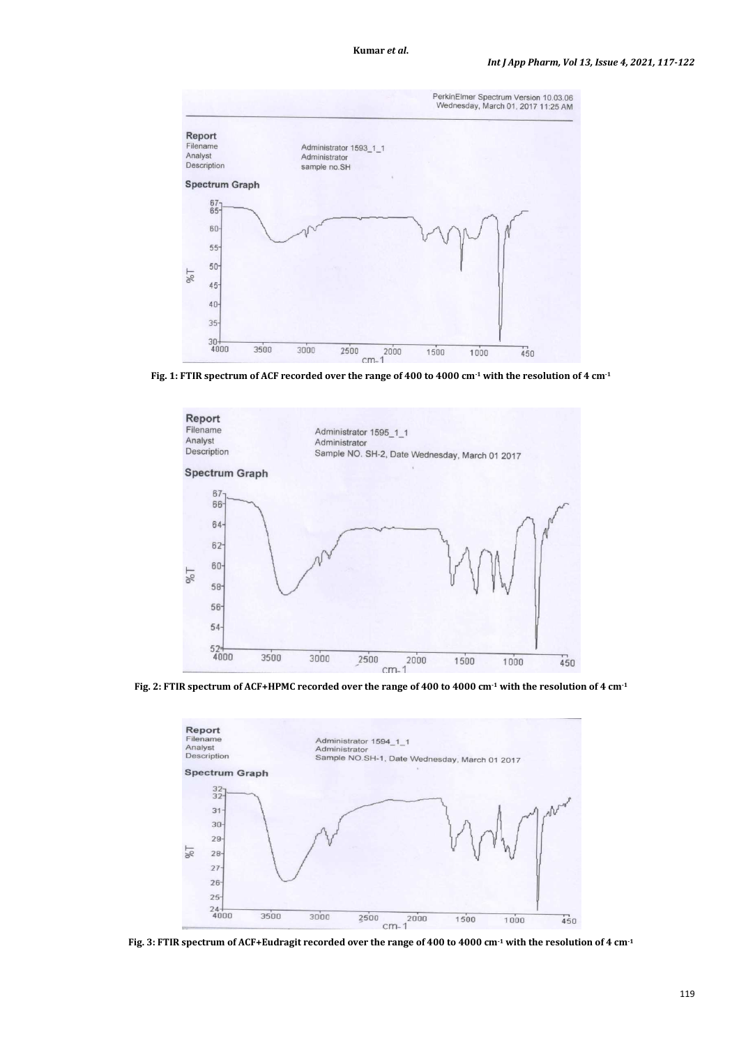Fig. 1: FTIR spectrum of ACF recorded over the range of 400 to 4000 cm$^{-1}$ with the resolution of 4 cm$^{-1}$

Fig. 2: FTIR spectrum of ACF+HPMC recorded over the range of 400 to 4000 cm$^{-1}$ with the resolution of 4 cm$^{-1}$

Fig. 3: FTIR spectrum of ACF+Eudragit recorded over the range of 400 to 4000 cm$^{-1}$ with the resolution of 4 cm$^{-1}$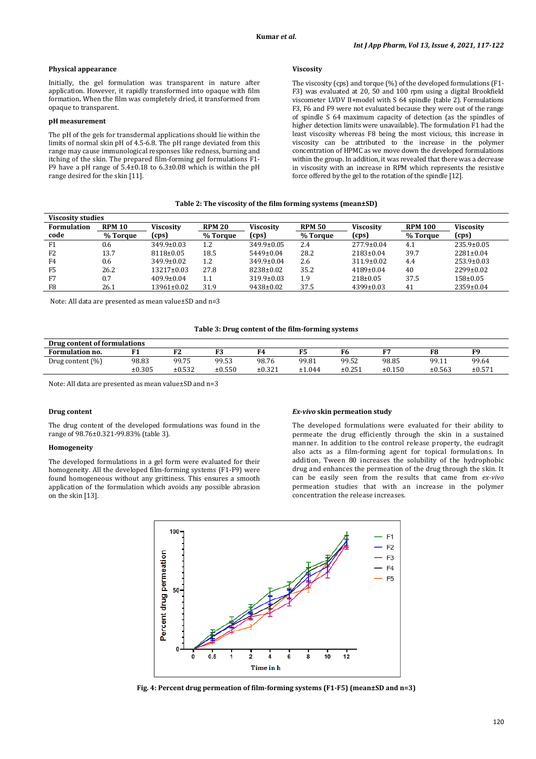### Physical appearance

Initially, the gel formulation was transparent in nature after application. However, it rapidly transformed into opaque with film formation. When the film was completely dried, it transformed from opaque to transparent.

### pH measurement

The pH of the gels for transdermal applications should lie within the limits of normal skin pH of 4.5-6.8. The pH range deviated from this range may cause immunological responses like redness, burning and itching of the skin. The prepared film-forming gel formulations F1-F9 have a pH range of 5.4±0.18 to 6.3±0.08 which is within the pH range desired for the skin [11].

### Viscosity

The viscosity (cps) and torque (%) of the developed formulations (F1-F3) was evaluated at 20, 50 and 100 rpm using a digital Brookfield viscometer LVDV II+model with S 64 spindle (table 2). Formulations F3, F6 and F9 were not evaluated because they were out of the range of spindle S 64 maximum capacity of detection (as the spindles of higher detection limits were unavailable). The formulation F1 had the least viscosity whereas F8 being the most vicious, this increase in viscosity can be attributed to the increase in the polymer concentration of HPMC as we move down the developed formulations within the group. In addition, it was revealed that there was a decrease in viscosity with an increase in RPM which represents the resistive force offered by the gel to the rotation of the spindle [12].

**Table 2: The viscosity of the film forming systems (mean±SD)**

| Viscosity studies | | | | | | | | |
|---|---|---|---|---|---|---|---|---|
| Formulation code | RPM 10 % Torque | Viscosity (cps) | RPM 20 % Torque | Viscosity (cps) | RPM 50 % Torque | Viscosity (cps) | RPM 100 % Torque | Viscosity (cps) |
| F1 | 0.6 | 349.9±0.03 | 1.2 | 349.9±0.05 | 2.4 | 277.9±0.04 | 4.1 | 235.9±0.05 |
| F2 | 13.7 | 8118±0.05 | 18.5 | 5449±0.04 | 28.2 | 2183±0.04 | 39.7 | 2281±0.04 |
| F4 | 0.6 | 349.9±0.02 | 1.2 | 349.9±0.04 | 2.6 | 311.9±0.02 | 4.4 | 253.9±0.03 |
| F5 | 26.2 | 13217±0.03 | 27.8 | 8238±0.02 | 35.2 | 4189±0.04 | 40 | 2299±0.02 |
| F7 | 0.7 | 409.9±0.04 | 1.1 | 319.9±0.03 | 1.9 | 218±0.05 | 37.5 | 158±0.05 |
| F8 | 26.1 | 13961±0.02 | 31.9 | 9438±0.02 | 37.5 | 4399±0.03 | 41 | 2359±0.04 |

Note: All data are presented as mean value±SD and n=3

**Table 3: Drug content of the film-forming systems**

| Drug content of formulations | | | | | | | | | |
|---|---|---|---|---|---|---|---|---|---|
| Formulation no. | F1 | F2 | F3 | F4 | F5 | F6 | F7 | F8 | F9 |
| Drug content (%) | 98.83 ±0.305 | 99.75 ±0.532 | 99.53 ±0.550 | 98.76 ±0.321 | 99.81 ±1.044 | 99.52 ±0.251 | 98.85 ±0.150 | 99.11 ±0.563 | 99.64 ±0.571 |

Note: All data are presented as mean value±SD and n=3

### Drug content

The drug content of the developed formulations was found in the range of 98.76±0.321-99.83% (table 3).

### Homogeneity

The developed formulations in a gel form were evaluated for their homogeneity. All the developed film-forming systems (F1-F9) were found homogeneous without any grittiness. This ensures a smooth application of the formulation which avoids any possible abrasion on the skin [13].

### *Ex-vivo* skin permeation study

The developed formulations were evaluated for their ability to permeate the drug efficiently through the skin in a sustained manner. In addition to the control release property, the eudragit also acts as a film-forming agent for topical formulations. In addition, Tween 80 increases the solubility of the hydrophobic drug and enhances the permeation of the drug through the skin. It can be easily seen from the results that came from *ex-vivo* permeation studies that with an increase in the polymer concentration the release increases.

**Fig. 4: Percent drug permeation of film-forming systems (F1-F5) (mean±SD and n=3)**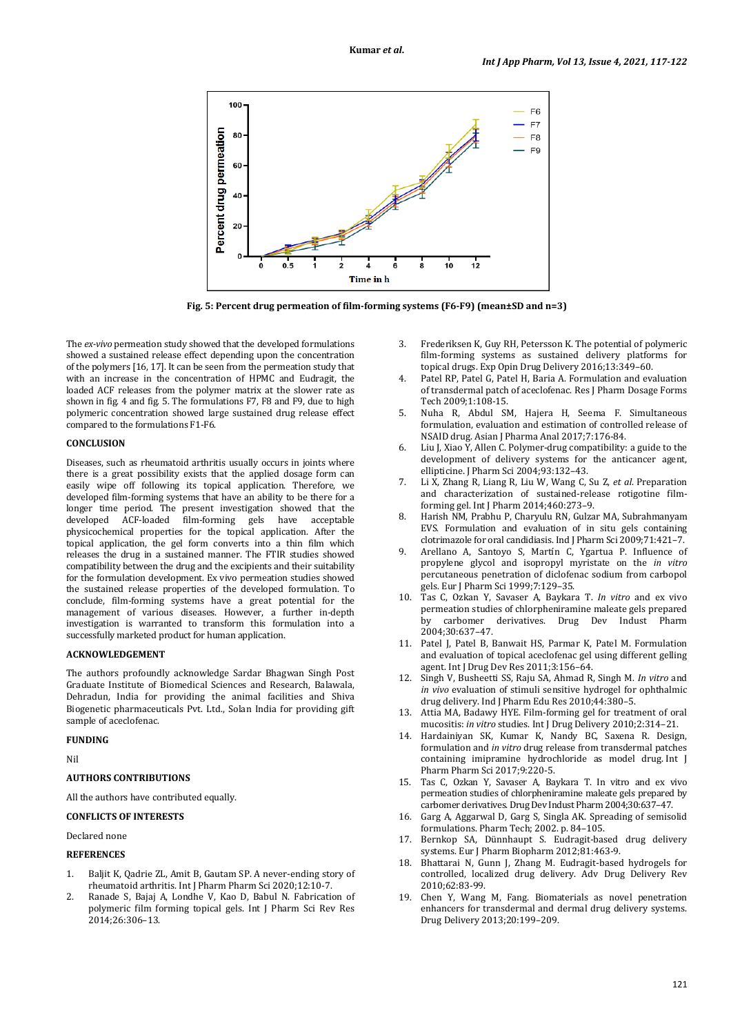Fig. 5: Percent drug permeation of film-forming systems (F6-F9) (mean±SD and n=3)

The *ex-vivo* permeation study showed that the developed formulations showed a sustained release effect depending upon the concentration of the polymers [16, 17]. It can be seen from the permeation study that with an increase in the concentration of HPMC and Eudragit, the loaded ACF releases from the polymer matrix at the slower rate as shown in fig. 4 and fig. 5. The formulations F7, F8 and F9, due to high polymeric concentration showed large sustained drug release effect compared to the formulations F1-F6.

## CONCLUSION

Diseases, such as rheumatoid arthritis usually occurs in joints where there is a great possibility exists that the applied dosage form can easily wipe off following its topical application. Therefore, we developed film-forming systems that have an ability to be there for a longer time period. The present investigation showed that the developed ACF-loaded film-forming gels have acceptable physicochemical properties for the topical application. After the topical application, the gel form converts into a thin film which releases the drug in a sustained manner. The FTIR studies showed compatibility between the drug and the excipients and their suitability for the formulation development. Ex vivo permeation studies showed the sustained release properties of the developed formulation. To conclude, film-forming systems have a great potential for the management of various diseases. However, a further in-depth investigation is warranted to transform this formulation into a successfully marketed product for human application.

## ACKNOWLEDGEMENT

The authors profoundly acknowledge Sardar Bhagwan Singh Post Graduate Institute of Biomedical Sciences and Research, Balawala, Dehradun, India for providing the animal facilities and Shiva Biogenetic pharmaceuticals Pvt. Ltd., Solan India for providing gift sample of aceclofenac.

## FUNDING

Nil

## AUTHORS CONTRIBUTIONS

All the authors have contributed equally.

## CONFLICTS OF INTERESTS

Declared none

## REFERENCES

1. Baljit K, Qadrie ZL, Amit B, Gautam SP. A never-ending story of rheumatoid arthritis. Int J Pharm Pharm Sci 2020;12:10-7.
2. Ranade S, Bajaj A, Londhe V, Kao D, Babul N. Fabrication of polymeric film forming topical gels. Int J Pharm Sci Rev Res 2014;26:306–13.
3. Frederiksen K, Guy RH, Petersson K. The potential of polymeric film-forming systems as sustained delivery platforms for topical drugs. Exp Opin Drug Delivery 2016;13:349–60.
4. Patel RP, Patel G, Patel H, Baria A. Formulation and evaluation of transdermal patch of aceclofenac. Res J Pharm Dosage Forms Tech 2009;1:108-15.
5. Nuha R, Abdul SM, Hajera H, Seema F. Simultaneous formulation, evaluation and estimation of controlled release of NSAID drug. Asian J Pharma Anal 2017;7:176-84.
6. Liu J, Xiao Y, Allen C. Polymer-drug compatibility: a guide to the development of delivery systems for the anticancer agent, ellipticine. J Pharm Sci 2004;93:132–43.
7. Li X, Zhang R, Liang R, Liu W, Wang C, Su Z, *et al*. Preparation and characterization of sustained-release rotigotine film-forming gel. Int J Pharm 2014;460:273–9.
8. Harish NM, Prabhu P, Charyulu RN, Gulzar MA, Subrahmanyam EVS. Formulation and evaluation of in situ gels containing clotrimazole for oral candidiasis. Ind J Pharm Sci 2009;71:421–7.
9. Arellano A, Santoyo S, Martín C, Ygartua P. Influence of propylene glycol and isopropyl myristate on the *in vitro* percutaneous penetration of diclofenac sodium from carbopol gels. Eur J Pharm Sci 1999;7:129–35.
10. Tas C, Ozkan Y, Savaser A, Baykara T. *In vitro* and ex vivo permeation studies of chlorpheniramine maleate gels prepared by carbomer derivatives. Drug Dev Indust Pharm 2004;30:637–47.
11. Patel J, Patel B, Banwait HS, Parmar K, Patel M. Formulation and evaluation of topical aceclofenac gel using different gelling agent. Int J Drug Dev Res 2011;3:156–64.
12. Singh V, Busheetti SS, Raju SA, Ahmad R, Singh M. *In vitro* and *in vivo* evaluation of stimuli sensitive hydrogel for ophthalmic drug delivery. Ind J Pharm Edu Res 2010;44:380–5.
13. Attia MA, Badawy HYE. Film-forming gel for treatment of oral mucositis: *in vitro* studies. Int J Drug Delivery 2010;2:314–21.
14. Hardainiyan SK, Kumar K, Nandy BC, Saxena R. Design, formulation and *in vitro* drug release from transdermal patches containing imipramine hydrochloride as model drug. Int J Pharm Pharm Sci 2017;9:220-5.
15. Tas C, Ozkan Y, Savaser A, Baykara T. In vitro and ex vivo permeation studies of chlorpheniramine maleate gels prepared by carbomer derivatives. Drug Dev Indust Pharm 2004;30:637–47.
16. Garg A, Aggarwal D, Garg S, Singla AK. Spreading of semisolid formulations. Pharm Tech; 2002. p. 84–105.
17. Bernkop SA, Dünnhaupt S. Eudragit-based drug delivery systems. Eur J Pharm Biopharm 2012;81:463-9.
18. Bhattarai N, Gunn J, Zhang M. Eudragit-based hydrogels for controlled, localized drug delivery. Adv Drug Delivery Rev 2010;62:83-99.
19. Chen Y, Wang M, Fang. Biomaterials as novel penetration enhancers for transdermal and dermal drug delivery systems. Drug Delivery 2013;20:199–209.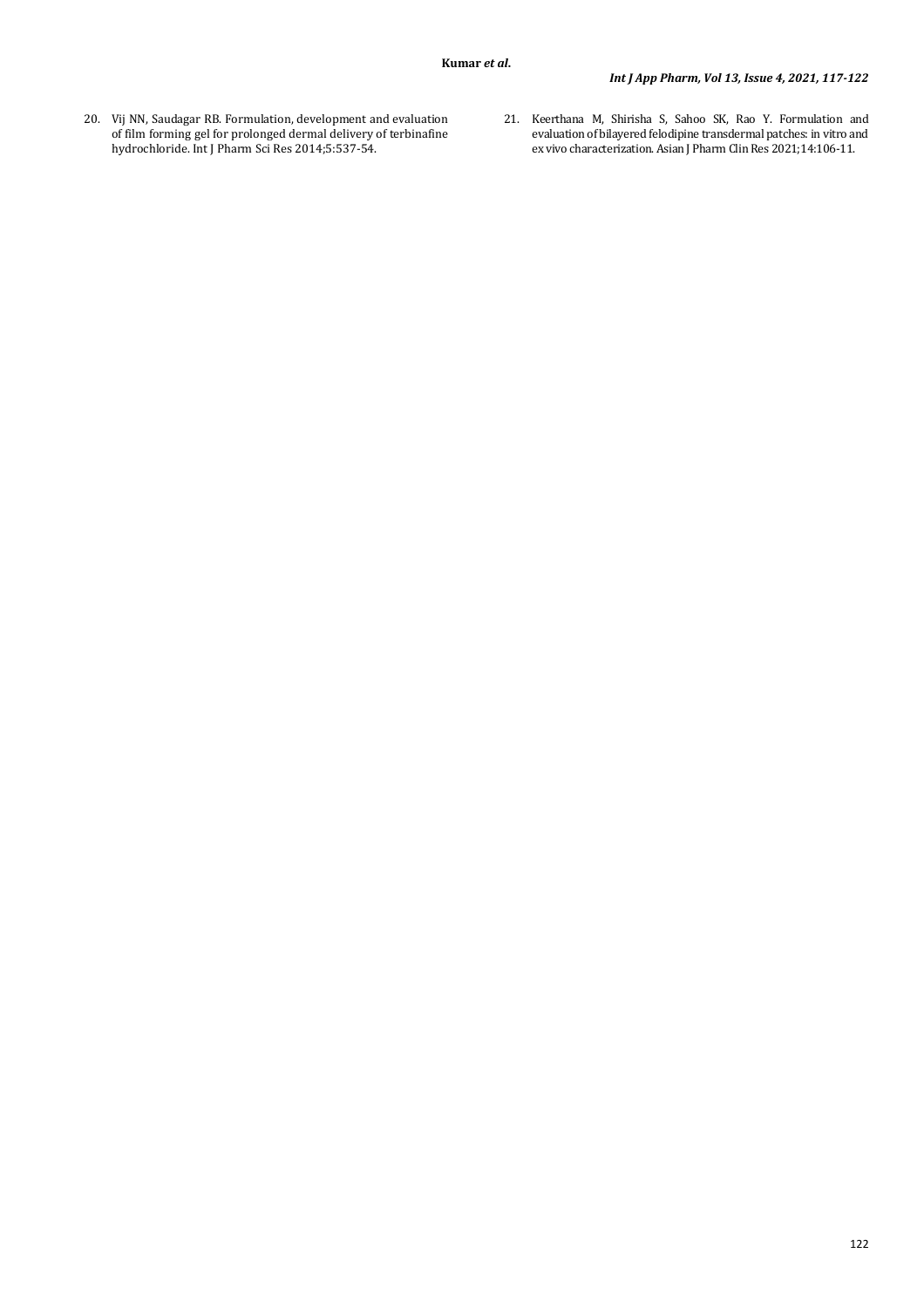20. Vij NN, Saudagar RB. Formulation, development and evaluation of film forming gel for prolonged dermal delivery of terbinafine hydrochloride. Int J Pharm Sci Res 2014;5:537-54.
21. Keerthana M, Shirisha S, Sahoo SK, Rao Y. Formulation and evaluation of bilayered felodipine transdermal patches: in vitro and ex vivo characterization. Asian J Pharm Clin Res 2021;14:106-11.